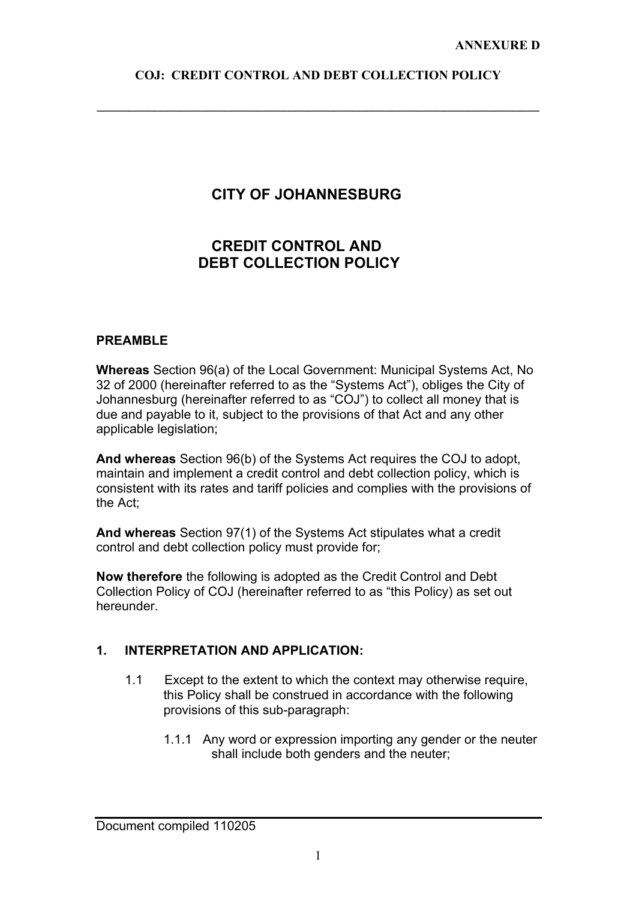**ANNEXURE D**

**COJ: CREDIT CONTROL AND DEBT COLLECTION POLICY**

---

# CITY OF JOHANNESBURG

# CREDIT CONTROL AND DEBT COLLECTION POLICY

## PREAMBLE

**Whereas** Section 96(a) of the Local Government: Municipal Systems Act, No 32 of 2000 (hereinafter referred to as the "Systems Act"), obliges the City of Johannesburg (hereinafter referred to as "COJ") to collect all money that is due and payable to it, subject to the provisions of that Act and any other applicable legislation;

**And whereas** Section 96(b) of the Systems Act requires the COJ to adopt, maintain and implement a credit control and debt collection policy, which is consistent with its rates and tariff policies and complies with the provisions of the Act;

**And whereas** Section 97(1) of the Systems Act stipulates what a credit control and debt collection policy must provide for;

**Now therefore** the following is adopted as the Credit Control and Debt Collection Policy of COJ (hereinafter referred to as "this Policy) as set out hereunder.

## 1. INTERPRETATION AND APPLICATION:

1.1 Except to the extent to which the context may otherwise require, this Policy shall be construed in accordance with the following provisions of this sub-paragraph:

1.1.1 Any word or expression importing any gender or the neuter shall include both genders and the neuter;

Document compiled 110205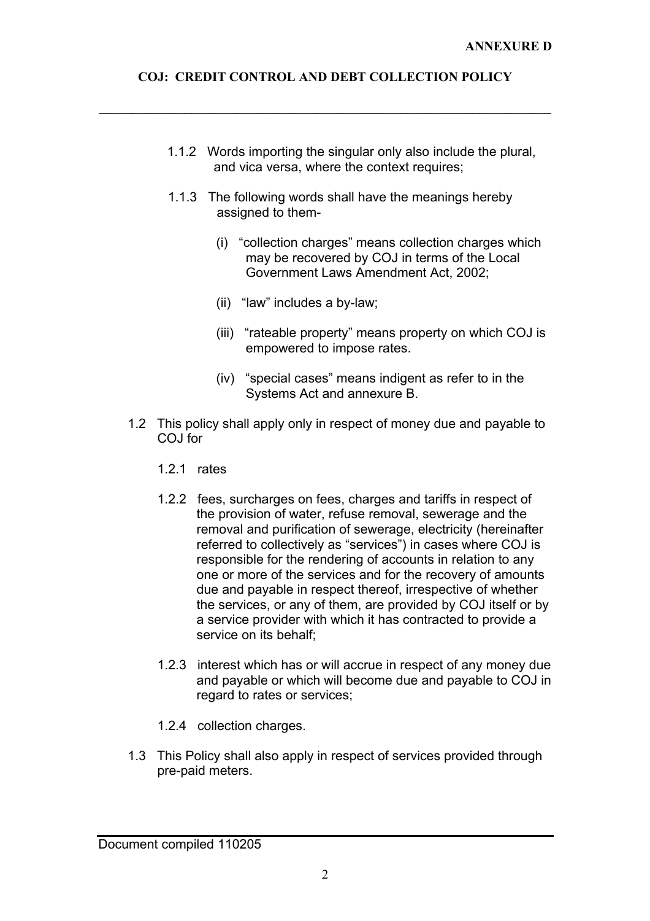1.1.2 Words importing the singular only also include the plural, and vica versa, where the context requires;

1.1.3 The following words shall have the meanings hereby assigned to them-

(i) "collection charges" means collection charges which may be recovered by COJ in terms of the Local Government Laws Amendment Act, 2002;

(ii) "law" includes a by-law;

(iii) "rateable property" means property on which COJ is empowered to impose rates.

(iv) "special cases" means indigent as refer to in the Systems Act and annexure B.

1.2 This policy shall apply only in respect of money due and payable to COJ for

1.2.1 rates

1.2.2 fees, surcharges on fees, charges and tariffs in respect of the provision of water, refuse removal, sewerage and the removal and purification of sewerage, electricity (hereinafter referred to collectively as "services") in cases where COJ is responsible for the rendering of accounts in relation to any one or more of the services and for the recovery of amounts due and payable in respect thereof, irrespective of whether the services, or any of them, are provided by COJ itself or by a service provider with which it has contracted to provide a service on its behalf;

1.2.3 interest which has or will accrue in respect of any money due and payable or which will become due and payable to COJ in regard to rates or services;

1.2.4 collection charges.

1.3 This Policy shall also apply in respect of services provided through pre-paid meters.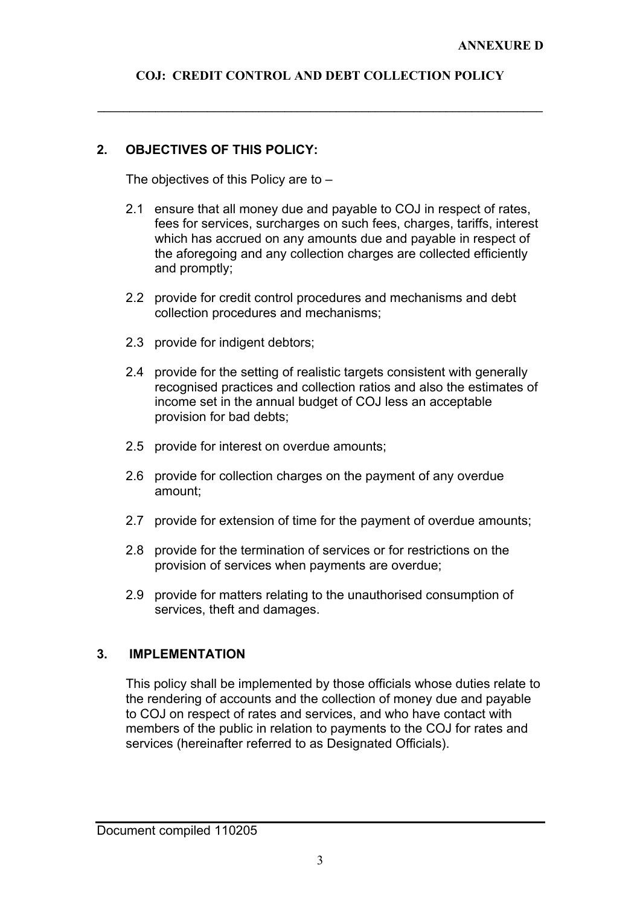**ANNEXURE D**

**COJ: CREDIT CONTROL AND DEBT COLLECTION POLICY**

## 2. OBJECTIVES OF THIS POLICY:

The objectives of this Policy are to –

2.1 ensure that all money due and payable to COJ in respect of rates, fees for services, surcharges on such fees, charges, tariffs, interest which has accrued on any amounts due and payable in respect of the aforegoing and any collection charges are collected efficiently and promptly;

2.2 provide for credit control procedures and mechanisms and debt collection procedures and mechanisms;

2.3 provide for indigent debtors;

2.4 provide for the setting of realistic targets consistent with generally recognised practices and collection ratios and also the estimates of income set in the annual budget of COJ less an acceptable provision for bad debts;

2.5 provide for interest on overdue amounts;

2.6 provide for collection charges on the payment of any overdue amount;

2.7 provide for extension of time for the payment of overdue amounts;

2.8 provide for the termination of services or for restrictions on the provision of services when payments are overdue;

2.9 provide for matters relating to the unauthorised consumption of services, theft and damages.

## 3. IMPLEMENTATION

This policy shall be implemented by those officials whose duties relate to the rendering of accounts and the collection of money due and payable to COJ on respect of rates and services, and who have contact with members of the public in relation to payments to the COJ for rates and services (hereinafter referred to as Designated Officials).

Document compiled 110205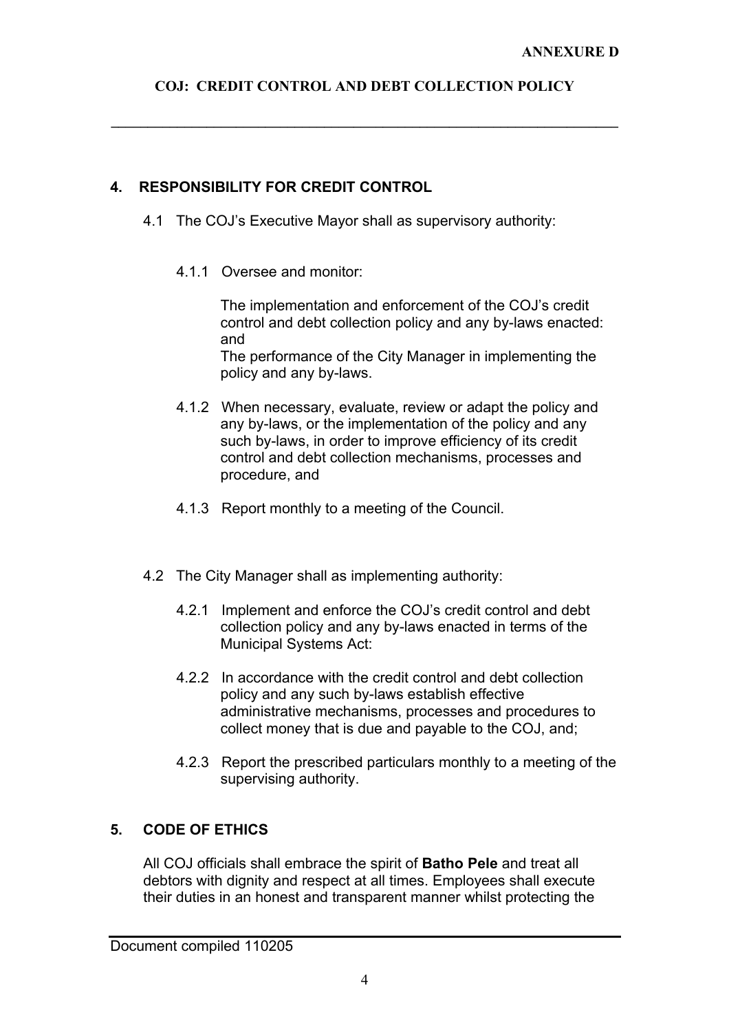## 4. RESPONSIBILITY FOR CREDIT CONTROL

4.1 The COJ's Executive Mayor shall as supervisory authority:

4.1.1 Oversee and monitor:

The implementation and enforcement of the COJ's credit control and debt collection policy and any by-laws enacted: and

The performance of the City Manager in implementing the policy and any by-laws.

4.1.2 When necessary, evaluate, review or adapt the policy and any by-laws, or the implementation of the policy and any such by-laws, in order to improve efficiency of its credit control and debt collection mechanisms, processes and procedure, and

4.1.3 Report monthly to a meeting of the Council.

4.2 The City Manager shall as implementing authority:

4.2.1 Implement and enforce the COJ's credit control and debt collection policy and any by-laws enacted in terms of the Municipal Systems Act:

4.2.2 In accordance with the credit control and debt collection policy and any such by-laws establish effective administrative mechanisms, processes and procedures to collect money that is due and payable to the COJ, and;

4.2.3 Report the prescribed particulars monthly to a meeting of the supervising authority.

## 5. CODE OF ETHICS

All COJ officials shall embrace the spirit of **Batho Pele** and treat all debtors with dignity and respect at all times. Employees shall execute their duties in an honest and transparent manner whilst protecting the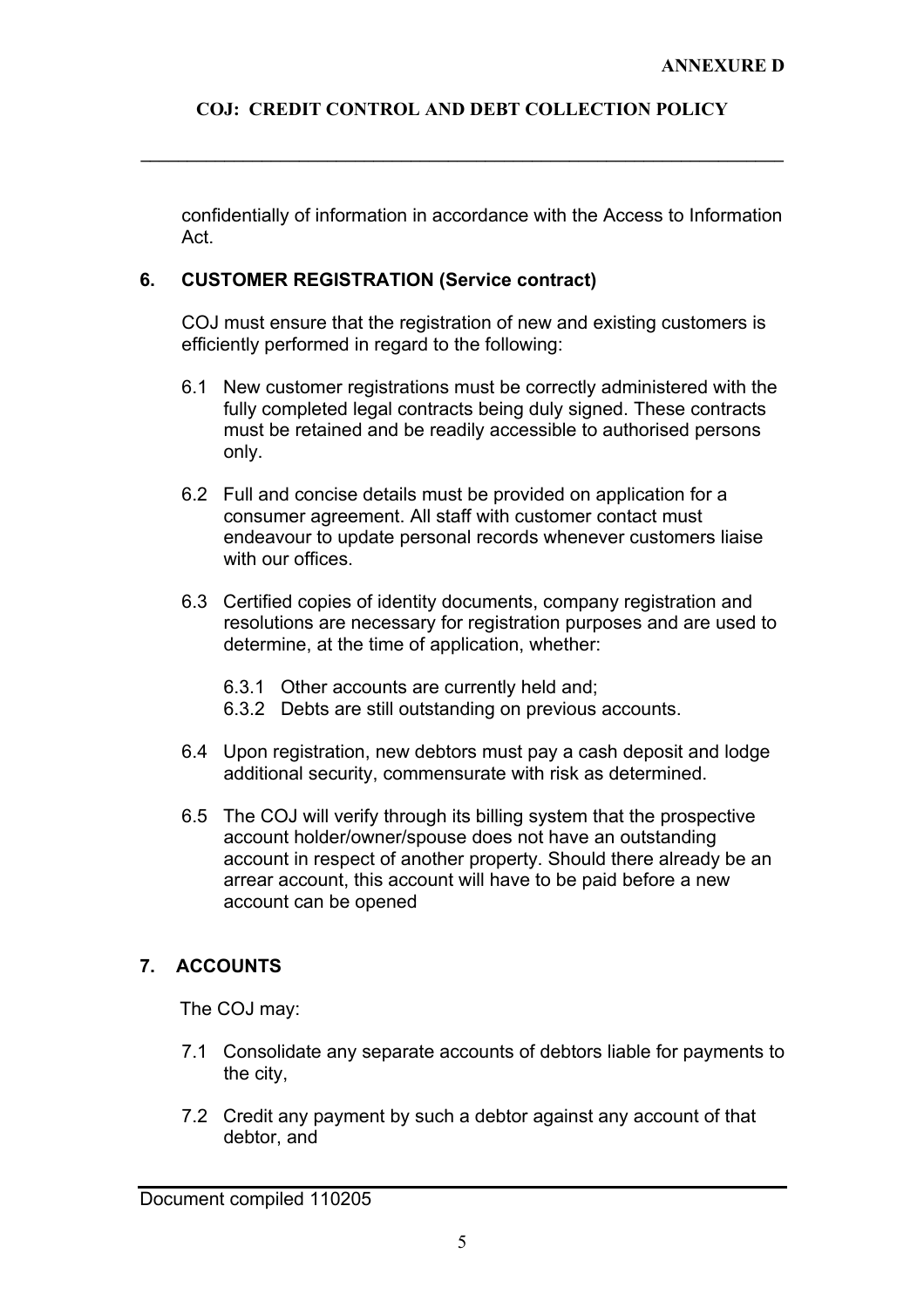confidentially of information in accordance with the Access to Information Act.

## 6. CUSTOMER REGISTRATION (Service contract)

COJ must ensure that the registration of new and existing customers is efficiently performed in regard to the following:

6.1 New customer registrations must be correctly administered with the fully completed legal contracts being duly signed. These contracts must be retained and be readily accessible to authorised persons only.

6.2 Full and concise details must be provided on application for a consumer agreement. All staff with customer contact must endeavour to update personal records whenever customers liaise with our offices.

6.3 Certified copies of identity documents, company registration and resolutions are necessary for registration purposes and are used to determine, at the time of application, whether:

6.3.1 Other accounts are currently held and;
6.3.2 Debts are still outstanding on previous accounts.

6.4 Upon registration, new debtors must pay a cash deposit and lodge additional security, commensurate with risk as determined.

6.5 The COJ will verify through its billing system that the prospective account holder/owner/spouse does not have an outstanding account in respect of another property. Should there already be an arrear account, this account will have to be paid before a new account can be opened

## 7. ACCOUNTS

The COJ may:

7.1 Consolidate any separate accounts of debtors liable for payments to the city,

7.2 Credit any payment by such a debtor against any account of that debtor, and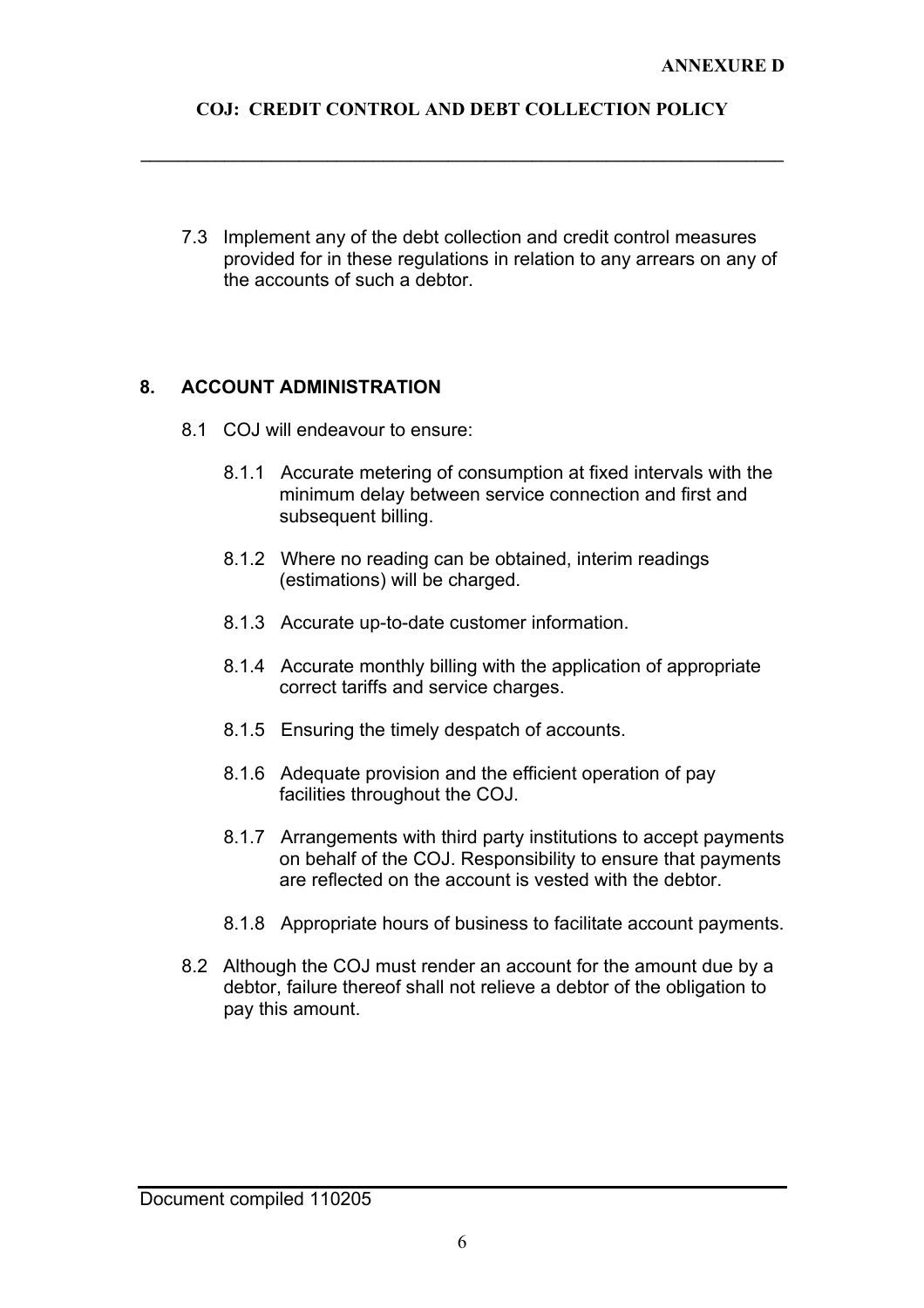7.3 Implement any of the debt collection and credit control measures provided for in these regulations in relation to any arrears on any of the accounts of such a debtor.

## 8. ACCOUNT ADMINISTRATION

8.1 COJ will endeavour to ensure:

8.1.1 Accurate metering of consumption at fixed intervals with the minimum delay between service connection and first and subsequent billing.

8.1.2 Where no reading can be obtained, interim readings (estimations) will be charged.

8.1.3 Accurate up-to-date customer information.

8.1.4 Accurate monthly billing with the application of appropriate correct tariffs and service charges.

8.1.5 Ensuring the timely despatch of accounts.

8.1.6 Adequate provision and the efficient operation of pay facilities throughout the COJ.

8.1.7 Arrangements with third party institutions to accept payments on behalf of the COJ. Responsibility to ensure that payments are reflected on the account is vested with the debtor.

8.1.8 Appropriate hours of business to facilitate account payments.

8.2 Although the COJ must render an account for the amount due by a debtor, failure thereof shall not relieve a debtor of the obligation to pay this amount.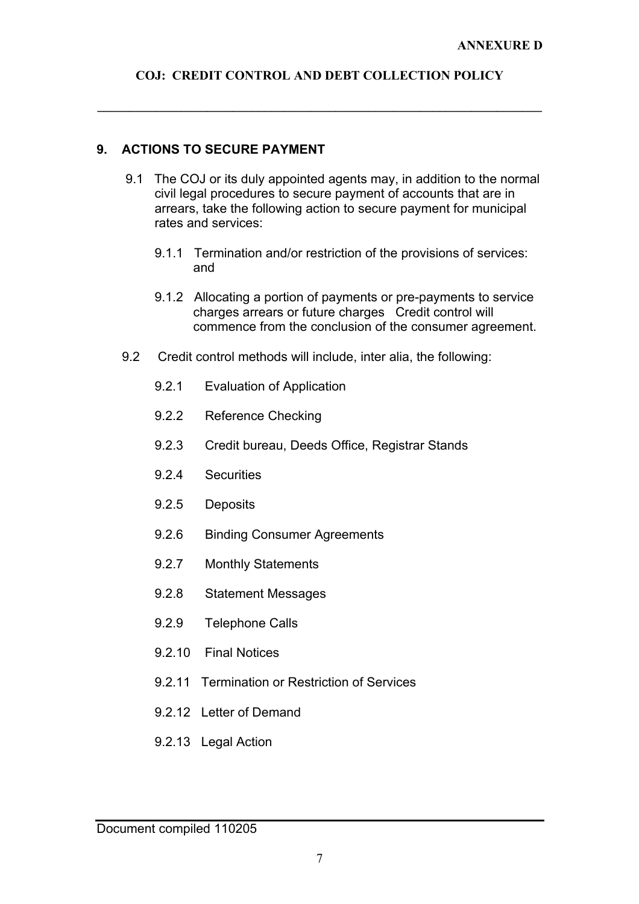## 9. ACTIONS TO SECURE PAYMENT

9.1 The COJ or its duly appointed agents may, in addition to the normal civil legal procedures to secure payment of accounts that are in arrears, take the following action to secure payment for municipal rates and services:

9.1.1 Termination and/or restriction of the provisions of services: and

9.1.2 Allocating a portion of payments or pre-payments to service charges arrears or future charges Credit control will commence from the conclusion of the consumer agreement.

9.2 Credit control methods will include, inter alia, the following:

9.2.1 Evaluation of Application

9.2.2 Reference Checking

9.2.3 Credit bureau, Deeds Office, Registrar Stands

9.2.4 Securities

9.2.5 Deposits

9.2.6 Binding Consumer Agreements

9.2.7 Monthly Statements

9.2.8 Statement Messages

9.2.9 Telephone Calls

9.2.10 Final Notices

9.2.11 Termination or Restriction of Services

9.2.12 Letter of Demand

9.2.13 Legal Action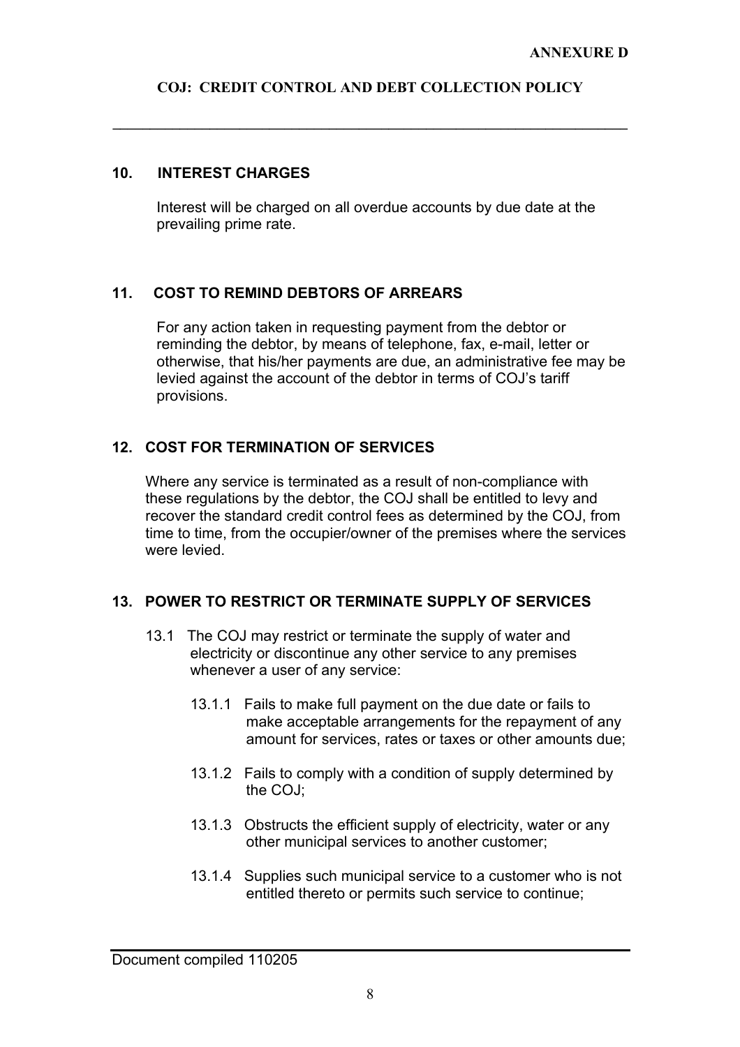## 10. INTEREST CHARGES

Interest will be charged on all overdue accounts by due date at the prevailing prime rate.

## 11. COST TO REMIND DEBTORS OF ARREARS

For any action taken in requesting payment from the debtor or reminding the debtor, by means of telephone, fax, e-mail, letter or otherwise, that his/her payments are due, an administrative fee may be levied against the account of the debtor in terms of COJ's tariff provisions.

## 12. COST FOR TERMINATION OF SERVICES

Where any service is terminated as a result of non-compliance with these regulations by the debtor, the COJ shall be entitled to levy and recover the standard credit control fees as determined by the COJ, from time to time, from the occupier/owner of the premises where the services were levied.

## 13. POWER TO RESTRICT OR TERMINATE SUPPLY OF SERVICES

13.1 The COJ may restrict or terminate the supply of water and electricity or discontinue any other service to any premises whenever a user of any service:

- 13.1.1 Fails to make full payment on the due date or fails to make acceptable arrangements for the repayment of any amount for services, rates or taxes or other amounts due;
- 13.1.2 Fails to comply with a condition of supply determined by the COJ;
- 13.1.3 Obstructs the efficient supply of electricity, water or any other municipal services to another customer;
- 13.1.4 Supplies such municipal service to a customer who is not entitled thereto or permits such service to continue;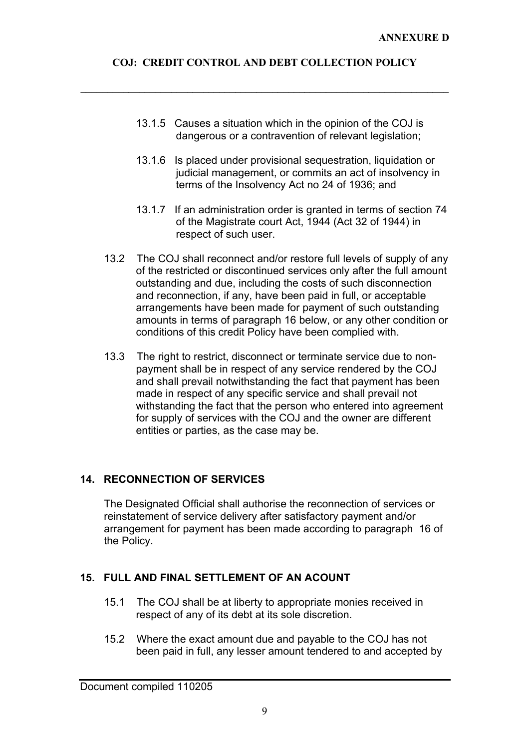13.1.5 Causes a situation which in the opinion of the COJ is dangerous or a contravention of relevant legislation;

13.1.6 Is placed under provisional sequestration, liquidation or judicial management, or commits an act of insolvency in terms of the Insolvency Act no 24 of 1936; and

13.1.7 If an administration order is granted in terms of section 74 of the Magistrate court Act, 1944 (Act 32 of 1944) in respect of such user.

13.2 The COJ shall reconnect and/or restore full levels of supply of any of the restricted or discontinued services only after the full amount outstanding and due, including the costs of such disconnection and reconnection, if any, have been paid in full, or acceptable arrangements have been made for payment of such outstanding amounts in terms of paragraph 16 below, or any other condition or conditions of this credit Policy have been complied with.

13.3 The right to restrict, disconnect or terminate service due to non-payment shall be in respect of any service rendered by the COJ and shall prevail notwithstanding the fact that payment has been made in respect of any specific service and shall prevail not withstanding the fact that the person who entered into agreement for supply of services with the COJ and the owner are different entities or parties, as the case may be.

## 14. RECONNECTION OF SERVICES

The Designated Official shall authorise the reconnection of services or reinstatement of service delivery after satisfactory payment and/or arrangement for payment has been made according to paragraph 16 of the Policy.

## 15. FULL AND FINAL SETTLEMENT OF AN ACOUNT

15.1 The COJ shall be at liberty to appropriate monies received in respect of any of its debt at its sole discretion.

15.2 Where the exact amount due and payable to the COJ has not been paid in full, any lesser amount tendered to and accepted by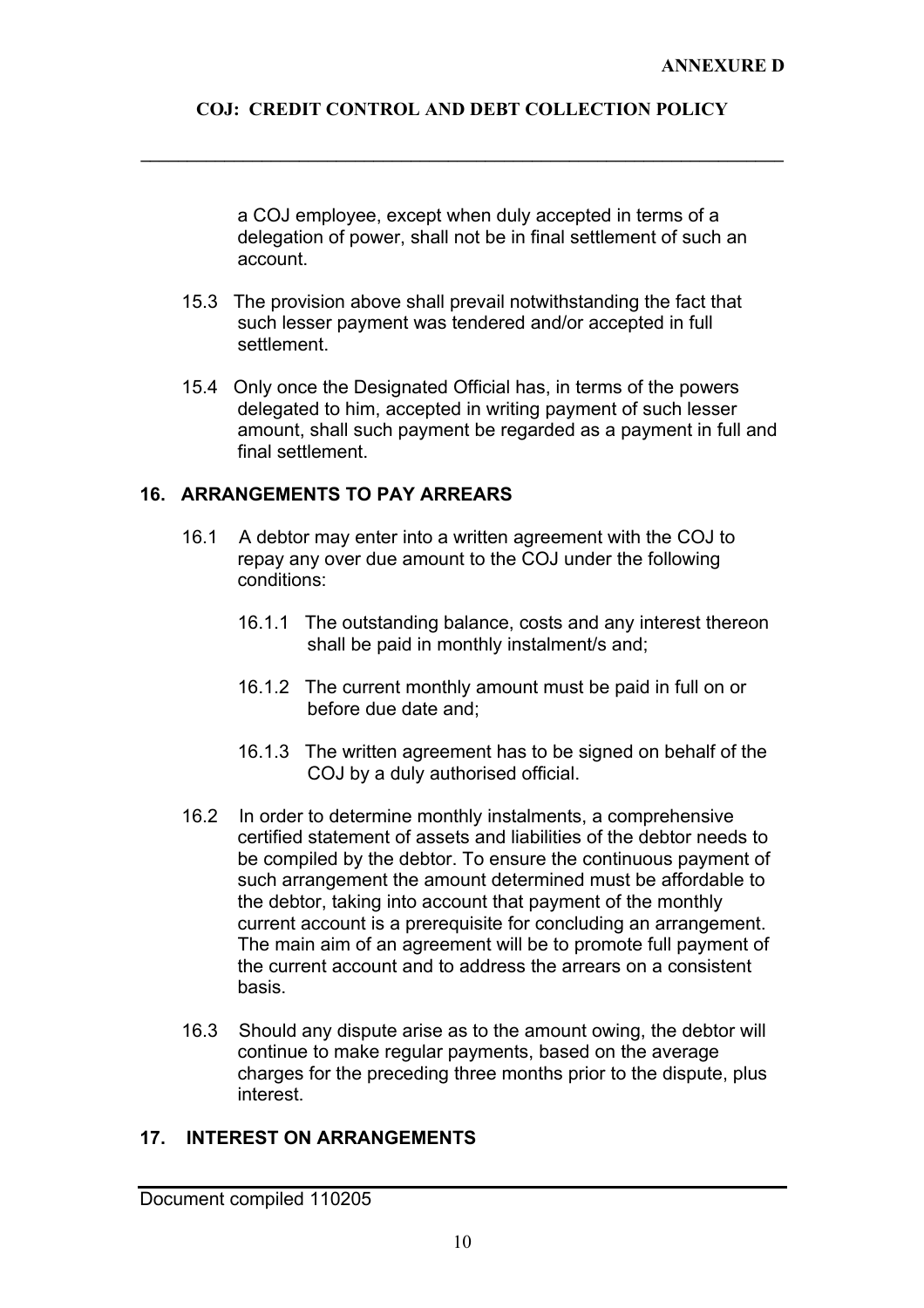a COJ employee, except when duly accepted in terms of a delegation of power, shall not be in final settlement of such an account.

15.3 The provision above shall prevail notwithstanding the fact that such lesser payment was tendered and/or accepted in full settlement.

15.4 Only once the Designated Official has, in terms of the powers delegated to him, accepted in writing payment of such lesser amount, shall such payment be regarded as a payment in full and final settlement.

## 16. ARRANGEMENTS TO PAY ARREARS

16.1 A debtor may enter into a written agreement with the COJ to repay any over due amount to the COJ under the following conditions:

16.1.1 The outstanding balance, costs and any interest thereon shall be paid in monthly instalment/s and;

16.1.2 The current monthly amount must be paid in full on or before due date and;

16.1.3 The written agreement has to be signed on behalf of the COJ by a duly authorised official.

16.2 In order to determine monthly instalments, a comprehensive certified statement of assets and liabilities of the debtor needs to be compiled by the debtor. To ensure the continuous payment of such arrangement the amount determined must be affordable to the debtor, taking into account that payment of the monthly current account is a prerequisite for concluding an arrangement. The main aim of an agreement will be to promote full payment of the current account and to address the arrears on a consistent basis.

16.3 Should any dispute arise as to the amount owing, the debtor will continue to make regular payments, based on the average charges for the preceding three months prior to the dispute, plus interest.

## 17. INTEREST ON ARRANGEMENTS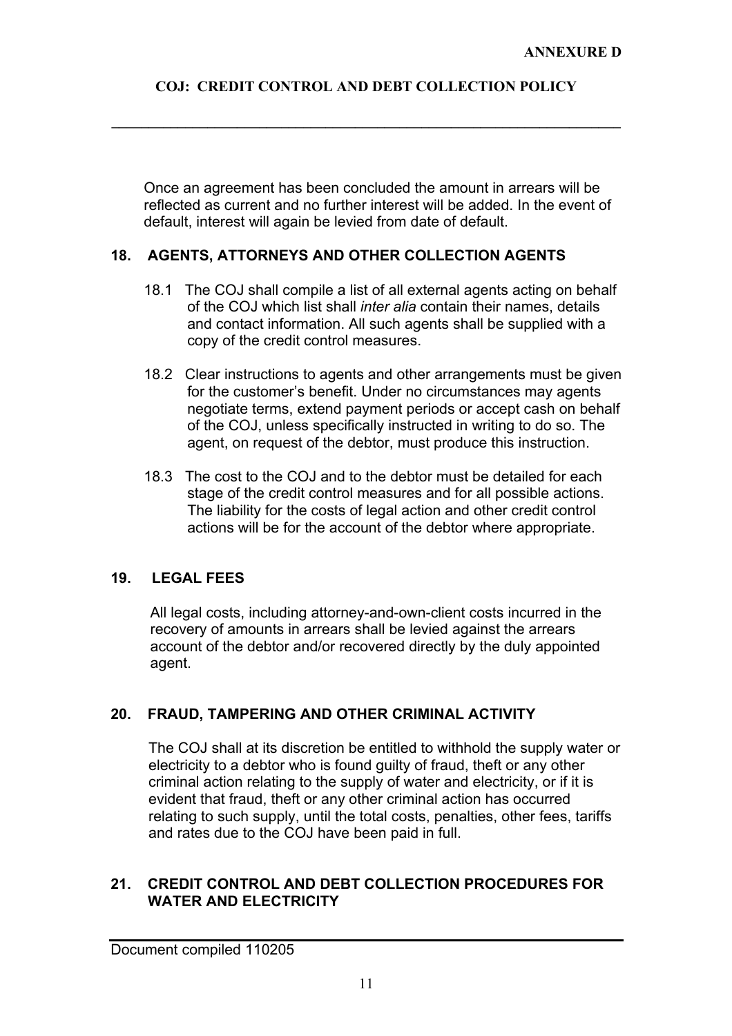Once an agreement has been concluded the amount in arrears will be reflected as current and no further interest will be added. In the event of default, interest will again be levied from date of default.

## 18. AGENTS, ATTORNEYS AND OTHER COLLECTION AGENTS

18.1 The COJ shall compile a list of all external agents acting on behalf of the COJ which list shall *inter alia* contain their names, details and contact information. All such agents shall be supplied with a copy of the credit control measures.

18.2 Clear instructions to agents and other arrangements must be given for the customer's benefit. Under no circumstances may agents negotiate terms, extend payment periods or accept cash on behalf of the COJ, unless specifically instructed in writing to do so. The agent, on request of the debtor, must produce this instruction.

18.3 The cost to the COJ and to the debtor must be detailed for each stage of the credit control measures and for all possible actions. The liability for the costs of legal action and other credit control actions will be for the account of the debtor where appropriate.

## 19. LEGAL FEES

All legal costs, including attorney-and-own-client costs incurred in the recovery of amounts in arrears shall be levied against the arrears account of the debtor and/or recovered directly by the duly appointed agent.

## 20. FRAUD, TAMPERING AND OTHER CRIMINAL ACTIVITY

The COJ shall at its discretion be entitled to withhold the supply water or electricity to a debtor who is found guilty of fraud, theft or any other criminal action relating to the supply of water and electricity, or if it is evident that fraud, theft or any other criminal action has occurred relating to such supply, until the total costs, penalties, other fees, tariffs and rates due to the COJ have been paid in full.

## 21. CREDIT CONTROL AND DEBT COLLECTION PROCEDURES FOR WATER AND ELECTRICITY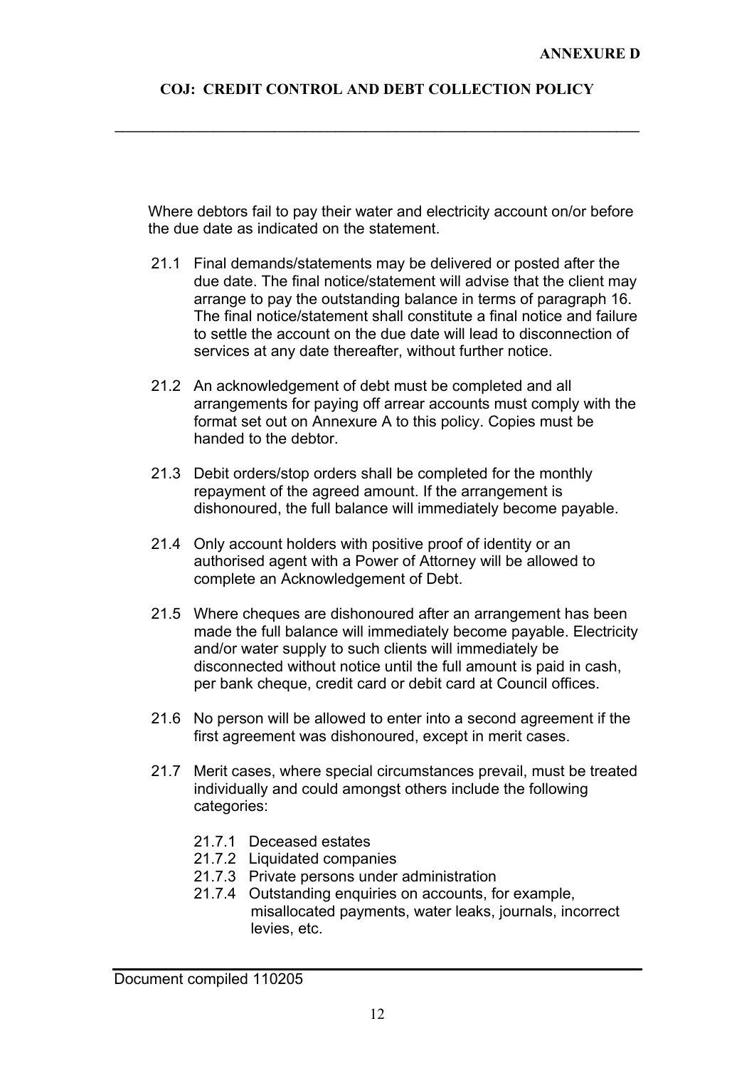Where debtors fail to pay their water and electricity account on/or before the due date as indicated on the statement.

21.1 Final demands/statements may be delivered or posted after the due date. The final notice/statement will advise that the client may arrange to pay the outstanding balance in terms of paragraph 16. The final notice/statement shall constitute a final notice and failure to settle the account on the due date will lead to disconnection of services at any date thereafter, without further notice.

21.2 An acknowledgement of debt must be completed and all arrangements for paying off arrear accounts must comply with the format set out on Annexure A to this policy. Copies must be handed to the debtor.

21.3 Debit orders/stop orders shall be completed for the monthly repayment of the agreed amount. If the arrangement is dishonoured, the full balance will immediately become payable.

21.4 Only account holders with positive proof of identity or an authorised agent with a Power of Attorney will be allowed to complete an Acknowledgement of Debt.

21.5 Where cheques are dishonoured after an arrangement has been made the full balance will immediately become payable. Electricity and/or water supply to such clients will immediately be disconnected without notice until the full amount is paid in cash, per bank cheque, credit card or debit card at Council offices.

21.6 No person will be allowed to enter into a second agreement if the first agreement was dishonoured, except in merit cases.

21.7 Merit cases, where special circumstances prevail, must be treated individually and could amongst others include the following categories:

- 21.7.1 Deceased estates
- 21.7.2 Liquidated companies
- 21.7.3 Private persons under administration
- 21.7.4 Outstanding enquiries on accounts, for example, misallocated payments, water leaks, journals, incorrect levies, etc.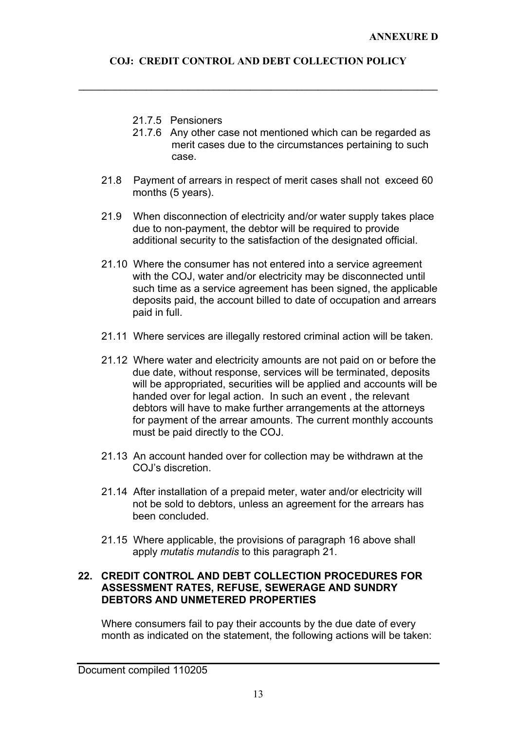21.7.5 Pensioners

21.7.6 Any other case not mentioned which can be regarded as merit cases due to the circumstances pertaining to such case.

21.8 Payment of arrears in respect of merit cases shall not exceed 60 months (5 years).

21.9 When disconnection of electricity and/or water supply takes place due to non-payment, the debtor will be required to provide additional security to the satisfaction of the designated official.

21.10 Where the consumer has not entered into a service agreement with the COJ, water and/or electricity may be disconnected until such time as a service agreement has been signed, the applicable deposits paid, the account billed to date of occupation and arrears paid in full.

21.11 Where services are illegally restored criminal action will be taken.

21.12 Where water and electricity amounts are not paid on or before the due date, without response, services will be terminated, deposits will be appropriated, securities will be applied and accounts will be handed over for legal action. In such an event , the relevant debtors will have to make further arrangements at the attorneys for payment of the arrear amounts. The current monthly accounts must be paid directly to the COJ.

21.13 An account handed over for collection may be withdrawn at the COJ's discretion.

21.14 After installation of a prepaid meter, water and/or electricity will not be sold to debtors, unless an agreement for the arrears has been concluded.

21.15 Where applicable, the provisions of paragraph 16 above shall apply *mutatis mutandis* to this paragraph 21.

## 22. CREDIT CONTROL AND DEBT COLLECTION PROCEDURES FOR ASSESSMENT RATES, REFUSE, SEWERAGE AND SUNDRY DEBTORS AND UNMETERED PROPERTIES

Where consumers fail to pay their accounts by the due date of every month as indicated on the statement, the following actions will be taken: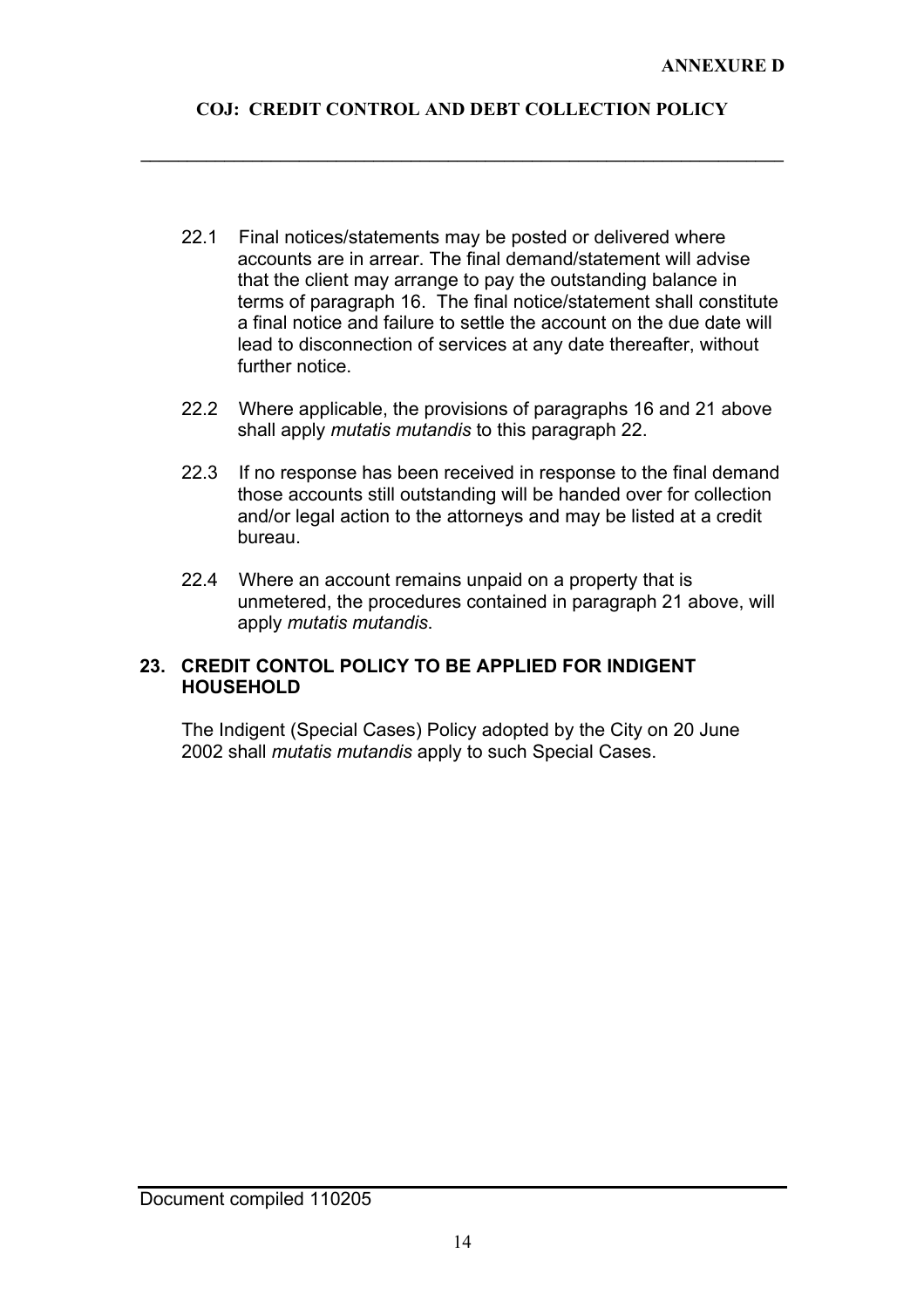22.1 Final notices/statements may be posted or delivered where accounts are in arrear. The final demand/statement will advise that the client may arrange to pay the outstanding balance in terms of paragraph 16. The final notice/statement shall constitute a final notice and failure to settle the account on the due date will lead to disconnection of services at any date thereafter, without further notice.

22.2 Where applicable, the provisions of paragraphs 16 and 21 above shall apply *mutatis mutandis* to this paragraph 22.

22.3 If no response has been received in response to the final demand those accounts still outstanding will be handed over for collection and/or legal action to the attorneys and may be listed at a credit bureau.

22.4 Where an account remains unpaid on a property that is unmetered, the procedures contained in paragraph 21 above, will apply *mutatis mutandis*.

## 23. CREDIT CONTOL POLICY TO BE APPLIED FOR INDIGENT HOUSEHOLD

The Indigent (Special Cases) Policy adopted by the City on 20 June 2002 shall *mutatis mutandis* apply to such Special Cases.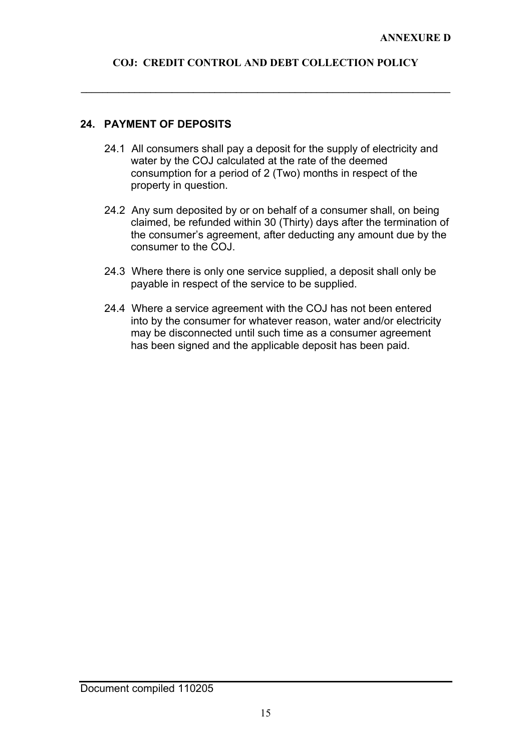## 24. PAYMENT OF DEPOSITS

24.1 All consumers shall pay a deposit for the supply of electricity and water by the COJ calculated at the rate of the deemed consumption for a period of 2 (Two) months in respect of the property in question.

24.2 Any sum deposited by or on behalf of a consumer shall, on being claimed, be refunded within 30 (Thirty) days after the termination of the consumer's agreement, after deducting any amount due by the consumer to the COJ.

24.3 Where there is only one service supplied, a deposit shall only be payable in respect of the service to be supplied.

24.4 Where a service agreement with the COJ has not been entered into by the consumer for whatever reason, water and/or electricity may be disconnected until such time as a consumer agreement has been signed and the applicable deposit has been paid.